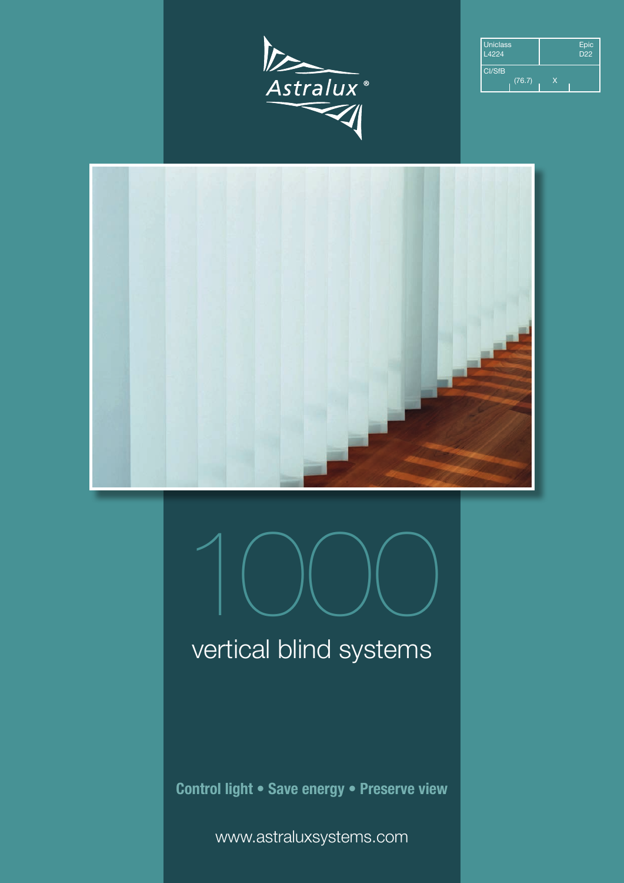| Uniclass L4224 | Epic D22 |
| --- | --- |
| CI/SfB (76.7) X | |

Astralux®

# 1000

## vertical blind systems

**Control light • Save energy • Preserve view**

www.astraluxsystems.com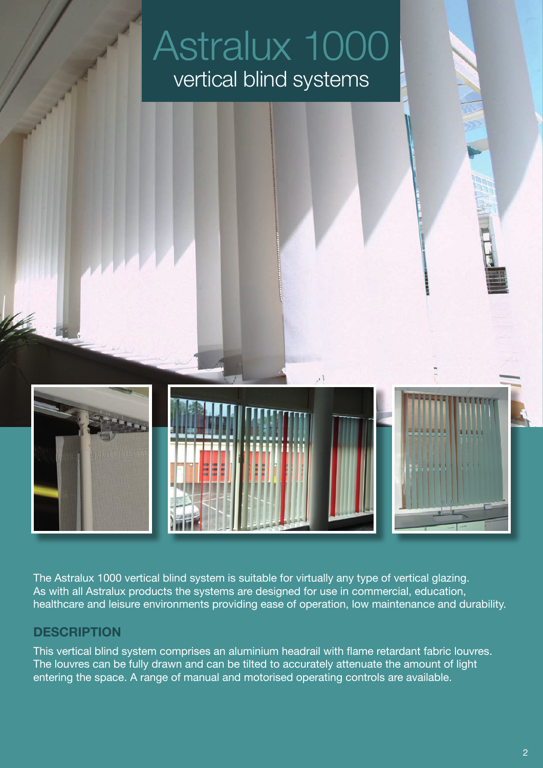# Astralux 1000

## vertical blind systems

The Astralux 1000 vertical blind system is suitable for virtually any type of vertical glazing. As with all Astralux products the systems are designed for use in commercial, education, healthcare and leisure environments providing ease of operation, low maintenance and durability.

### DESCRIPTION

This vertical blind system comprises an aluminium headrail with flame retardant fabric louvres. The louvres can be fully drawn and can be tilted to accurately attenuate the amount of light entering the space. A range of manual and motorised operating controls are available.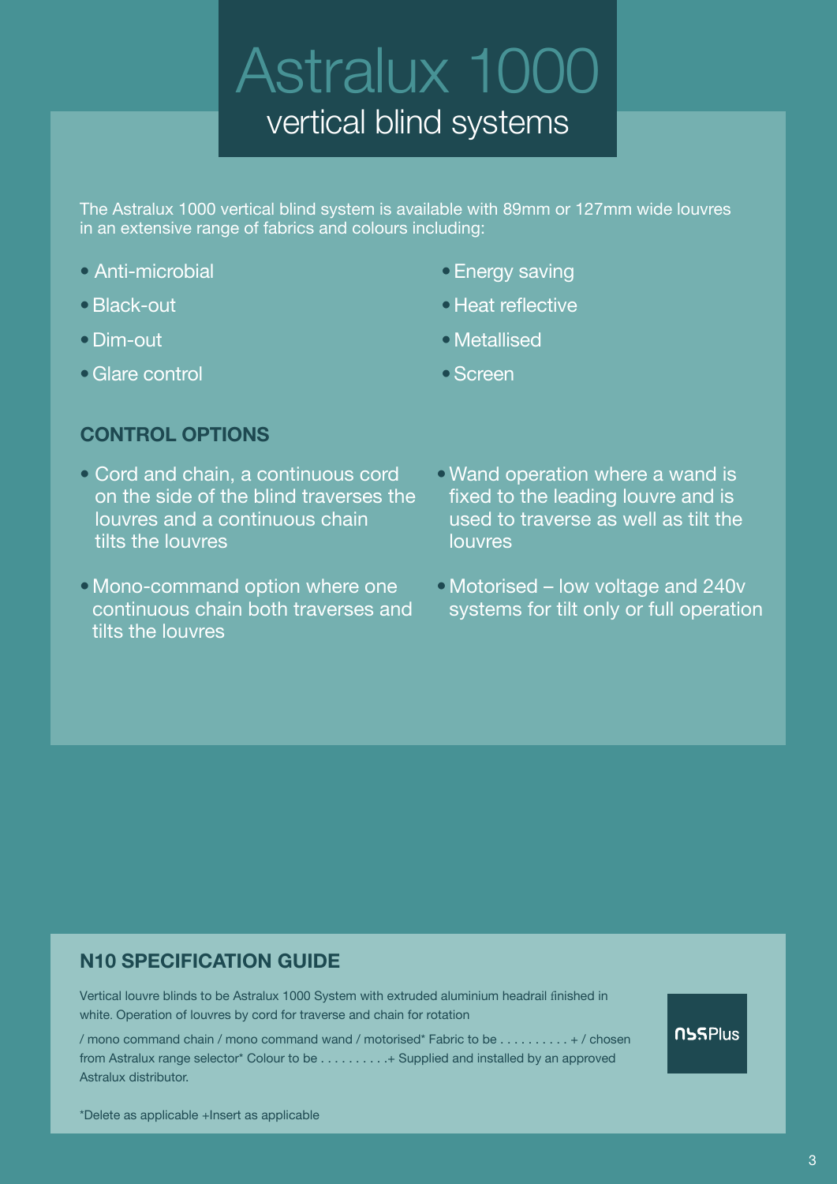# Astralux 1000

## vertical blind systems

The Astralux 1000 vertical blind system is available with 89mm or 127mm wide louvres in an extensive range of fabrics and colours including:

- Anti-microbial
- Black-out
- Dim-out
- Glare control
- Energy saving
- Heat reflective
- Metallised
- Screen

### CONTROL OPTIONS

- Cord and chain, a continuous cord on the side of the blind traverses the louvres and a continuous chain tilts the louvres
- Mono-command option where one continuous chain both traverses and tilts the louvres
- Wand operation where a wand is fixed to the leading louvre and is used to traverse as well as tilt the louvres
- Motorised – low voltage and 240v systems for tilt only or full operation

### N10 SPECIFICATION GUIDE

Vertical louvre blinds to be Astralux 1000 System with extruded aluminium headrail finished in white. Operation of louvres by cord for traverse and chain for rotation

/ mono command chain / mono command wand / motorised* Fabric to be . . . . . . . . . . + / chosen from Astralux range selector* Colour to be . . . . . . . . . .+ Supplied and installed by an approved Astralux distributor.

*Delete as applicable +Insert as applicable

NBSPlus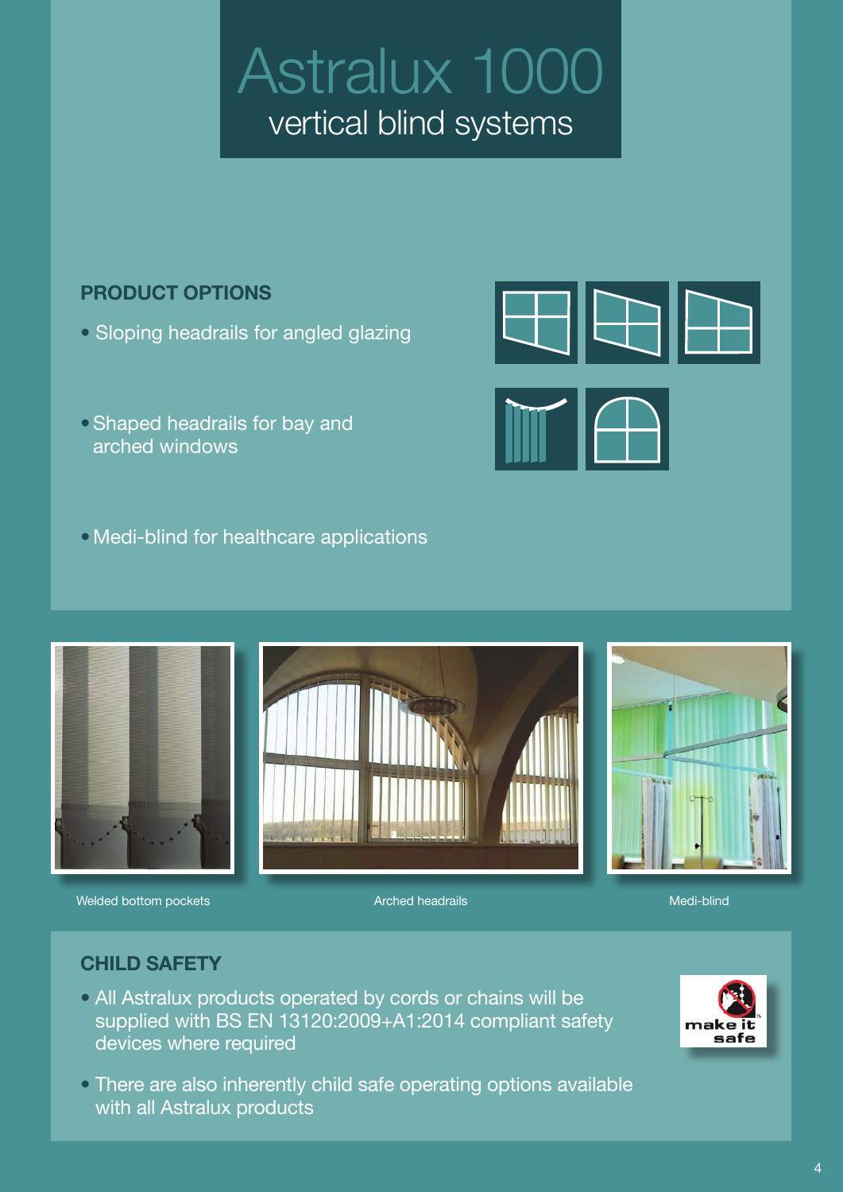# Astralux 1000

## vertical blind systems

### PRODUCT OPTIONS

- Sloping headrails for angled glazing
- Shaped headrails for bay and arched windows
- Medi-blind for healthcare applications

Welded bottom pockets

Arched headrails

Medi-blind

### CHILD SAFETY

- All Astralux products operated by cords or chains will be supplied with BS EN 13120:2009+A1:2014 compliant safety devices where required
- There are also inherently child safe operating options available with all Astralux products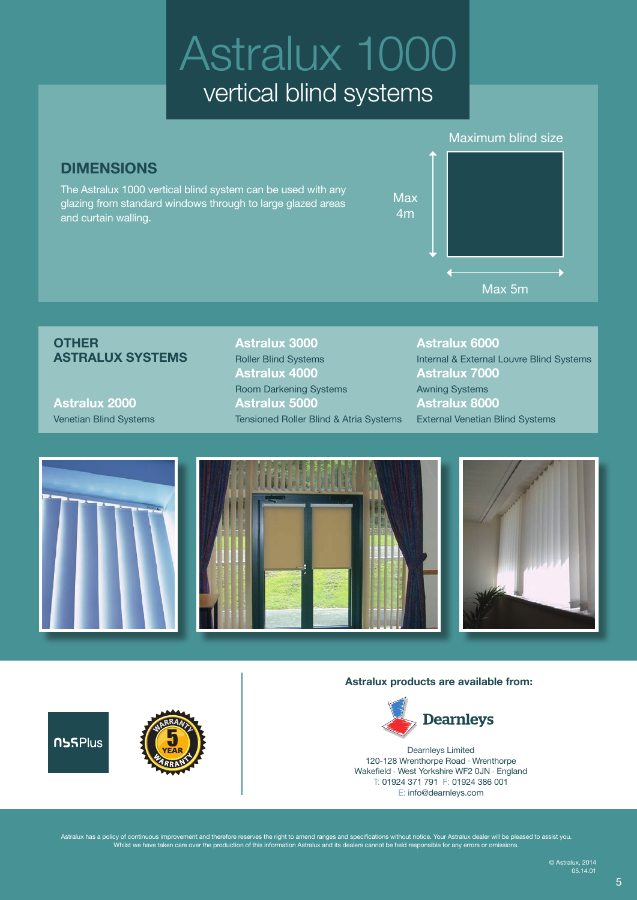# Astralux 1000

## vertical blind systems

### DIMENSIONS

The Astralux 1000 vertical blind system can be used with any glazing from standard windows through to large glazed areas and curtain walling.

Maximum blind size

Max 4m

Max 5m

### OTHER ASTRALUX SYSTEMS

**Astralux 2000**
Venetian Blind Systems

**Astralux 3000**
Roller Blind Systems

**Astralux 4000**
Room Darkening Systems

**Astralux 5000**
Tensioned Roller Blind & Atria Systems

**Astralux 6000**
Internal & External Louvre Blind Systems

**Astralux 7000**
Awning Systems

**Astralux 8000**
External Venetian Blind Systems

nbsPlus

5 YEAR WARRANTY

**Astralux products are available from:**

Dearnleys

Dearnleys Limited
120-128 Wrenthorpe Road · Wrenthorpe
Wakefield · West Yorkshire WF2 0JN · England
T: 01924 371 791 F: 01924 386 001
E: info@dearnleys.com

Astralux has a policy of continuous improvement and therefore reserves the right to amend ranges and specifications without notice. Your Astralux dealer will be pleased to assist you. Whilst we have taken care over the production of this information Astralux and its dealers cannot be held responsible for any errors or omissions.

© Astralux, 2014
05.14.01